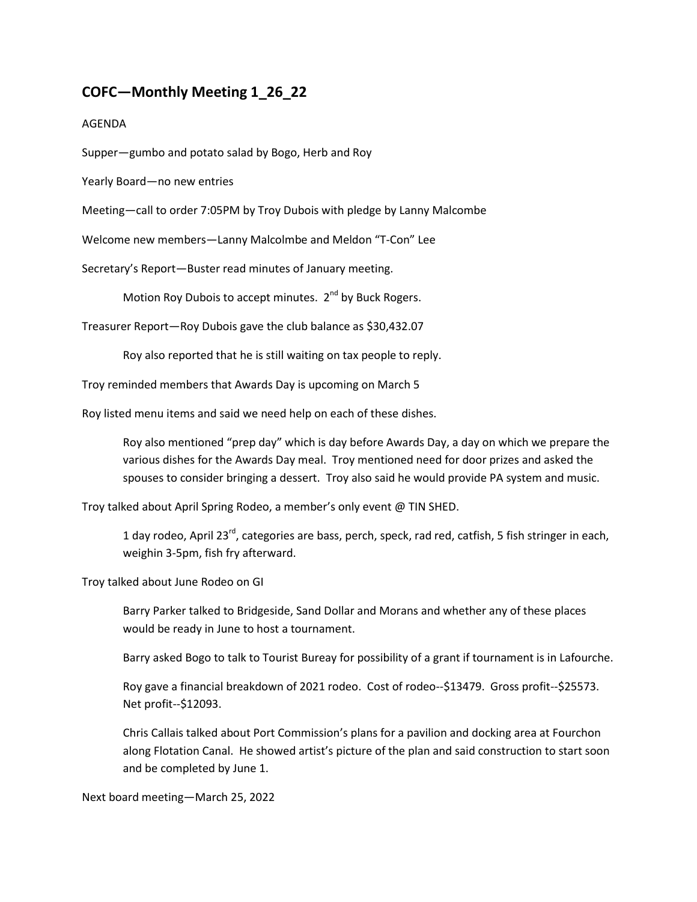## COFC—Monthly Meeting 1_26_22

AGENDA

Supper—gumbo and potato salad by Bogo, Herb and Roy

Yearly Board—no new entries

Meeting—call to order 7:05PM by Troy Dubois with pledge by Lanny Malcombe

Welcome new members—Lanny Malcolmbe and Meldon "T-Con" Lee

Secretary's Report—Buster read minutes of January meeting.

> Motion Roy Dubois to accept minutes. 2nd by Buck Rogers.

Treasurer Report—Roy Dubois gave the club balance as $30,432.07

> Roy also reported that he is still waiting on tax people to reply.

Troy reminded members that Awards Day is upcoming on March 5

Roy listed menu items and said we need help on each of these dishes.

> Roy also mentioned "prep day" which is day before Awards Day, a day on which we prepare the various dishes for the Awards Day meal. Troy mentioned need for door prizes and asked the spouses to consider bringing a dessert. Troy also said he would provide PA system and music.

Troy talked about April Spring Rodeo, a member's only event @ TIN SHED.

> 1 day rodeo, April 23rd, categories are bass, perch, speck, rad red, catfish, 5 fish stringer in each, weighin 3-5pm, fish fry afterward.

Troy talked about June Rodeo on GI

> Barry Parker talked to Bridgeside, Sand Dollar and Morans and whether any of these places would be ready in June to host a tournament.
>
> Barry asked Bogo to talk to Tourist Bureay for possibility of a grant if tournament is in Lafourche.
>
> Roy gave a financial breakdown of 2021 rodeo. Cost of rodeo--$13479. Gross profit--$25573. Net profit--$12093.
>
> Chris Callais talked about Port Commission's plans for a pavilion and docking area at Fourchon along Flotation Canal. He showed artist's picture of the plan and said construction to start soon and be completed by June 1.

Next board meeting—March 25, 2022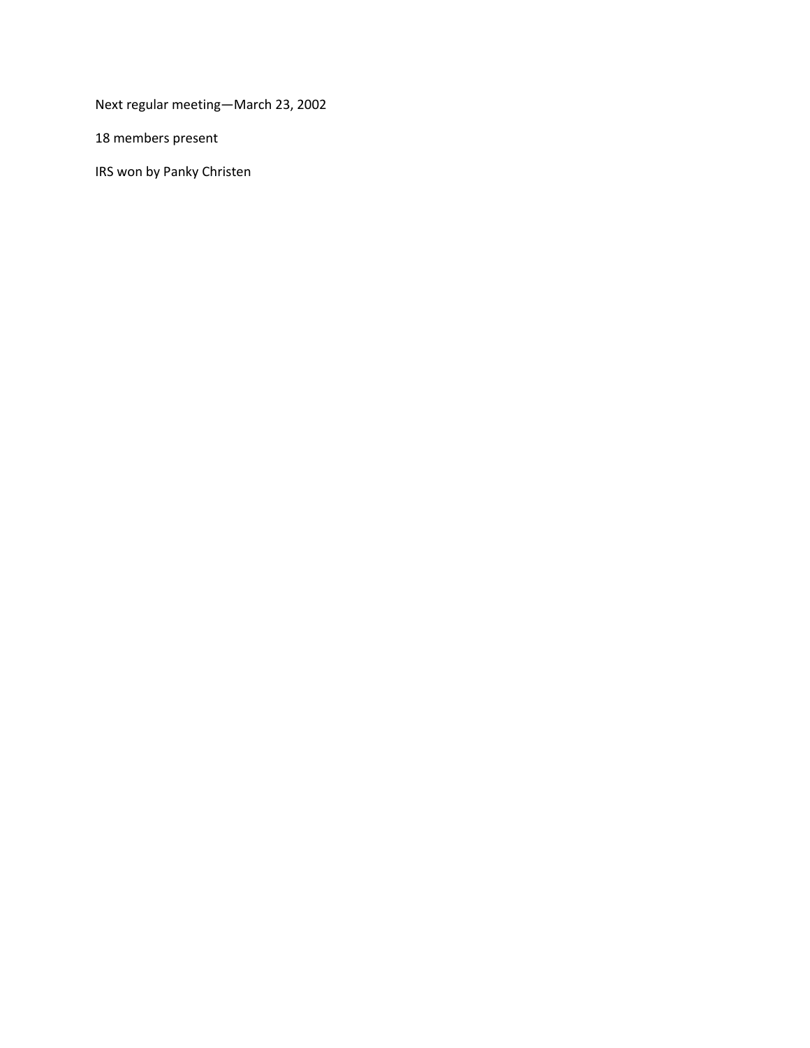Next regular meeting—March 23, 2002

18 members present

IRS won by Panky Christen